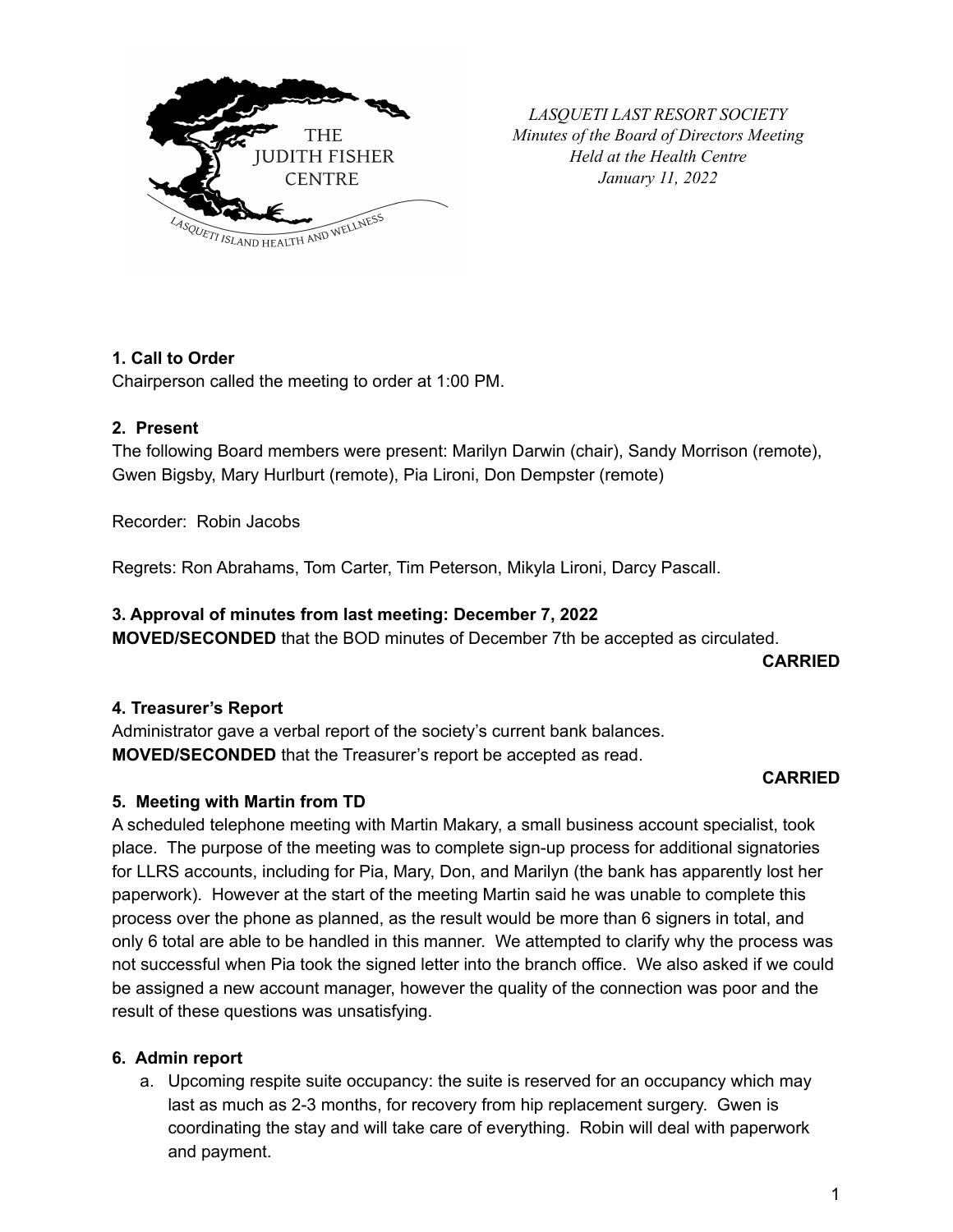*LASQUETI LAST RESORT SOCIETY*
*Minutes of the Board of Directors Meeting*
*Held at the Health Centre*
*January 11, 2022*

**1. Call to Order**
Chairperson called the meeting to order at 1:00 PM.

**2. Present**
The following Board members were present: Marilyn Darwin (chair), Sandy Morrison (remote), Gwen Bigsby, Mary Hurlburt (remote), Pia Lironi, Don Dempster (remote)

Recorder: Robin Jacobs

Regrets: Ron Abrahams, Tom Carter, Tim Peterson, Mikyla Lironi, Darcy Pascall.

**3. Approval of minutes from last meeting: December 7, 2022**
**MOVED/SECONDED** that the BOD minutes of December 7th be accepted as circulated.

**CARRIED**

**4. Treasurer's Report**
Administrator gave a verbal report of the society's current bank balances.
**MOVED/SECONDED** that the Treasurer's report be accepted as read.

**CARRIED**

**5. Meeting with Martin from TD**
A scheduled telephone meeting with Martin Makary, a small business account specialist, took place. The purpose of the meeting was to complete sign-up process for additional signatories for LLRS accounts, including for Pia, Mary, Don, and Marilyn (the bank has apparently lost her paperwork). However at the start of the meeting Martin said he was unable to complete this process over the phone as planned, as the result would be more than 6 signers in total, and only 6 total are able to be handled in this manner. We attempted to clarify why the process was not successful when Pia took the signed letter into the branch office. We also asked if we could be assigned a new account manager, however the quality of the connection was poor and the result of these questions was unsatisfying.

**6. Admin report**

a. Upcoming respite suite occupancy: the suite is reserved for an occupancy which may last as much as 2-3 months, for recovery from hip replacement surgery. Gwen is coordinating the stay and will take care of everything. Robin will deal with paperwork and payment.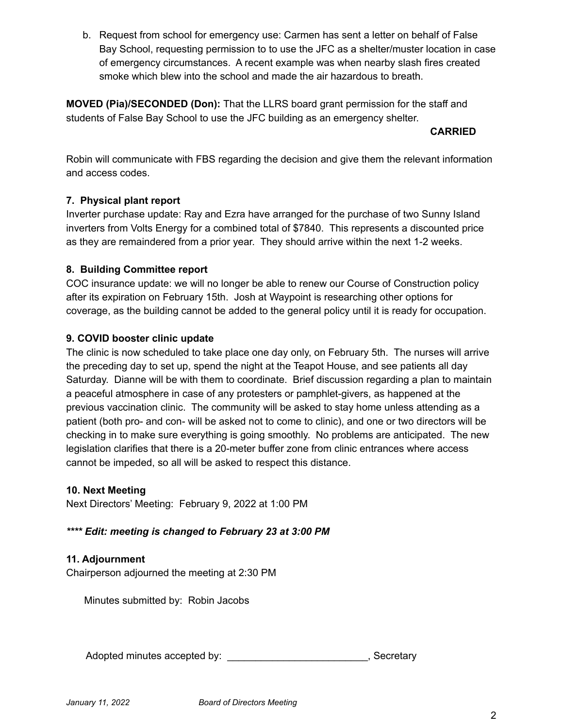b. Request from school for emergency use: Carmen has sent a letter on behalf of False Bay School, requesting permission to to use the JFC as a shelter/muster location in case of emergency circumstances. A recent example was when nearby slash fires created smoke which blew into the school and made the air hazardous to breath.

**MOVED (Pia)/SECONDED (Don):** That the LLRS board grant permission for the staff and students of False Bay School to use the JFC building as an emergency shelter.

**CARRIED**

Robin will communicate with FBS regarding the decision and give them the relevant information and access codes.

**7. Physical plant report**

Inverter purchase update: Ray and Ezra have arranged for the purchase of two Sunny Island inverters from Volts Energy for a combined total of $7840. This represents a discounted price as they are remaindered from a prior year. They should arrive within the next 1-2 weeks.

**8. Building Committee report**

COC insurance update: we will no longer be able to renew our Course of Construction policy after its expiration on February 15th. Josh at Waypoint is researching other options for coverage, as the building cannot be added to the general policy until it is ready for occupation.

**9. COVID booster clinic update**

The clinic is now scheduled to take place one day only, on February 5th. The nurses will arrive the preceding day to set up, spend the night at the Teapot House, and see patients all day Saturday. Dianne will be with them to coordinate. Brief discussion regarding a plan to maintain a peaceful atmosphere in case of any protesters or pamphlet-givers, as happened at the previous vaccination clinic. The community will be asked to stay home unless attending as a patient (both pro- and con- will be asked not to come to clinic), and one or two directors will be checking in to make sure everything is going smoothly. No problems are anticipated. The new legislation clarifies that there is a 20-meter buffer zone from clinic entrances where access cannot be impeded, so all will be asked to respect this distance.

**10. Next Meeting**

Next Directors' Meeting: February 9, 2022 at 1:00 PM

***\*\*\*\* Edit: meeting is changed to February 23 at 3:00 PM***

**11. Adjournment**

Chairperson adjourned the meeting at 2:30 PM

Minutes submitted by: Robin Jacobs

Adopted minutes accepted by: ________________________, Secretary